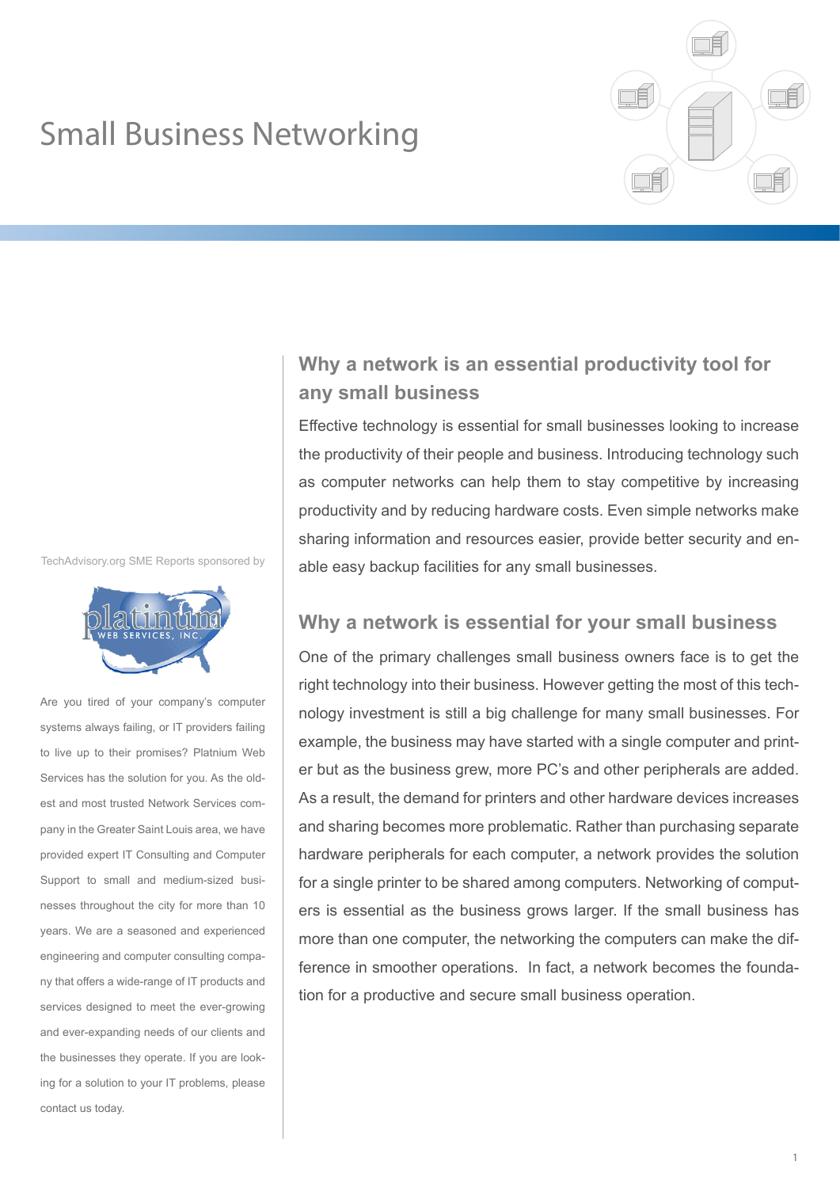# Small Business Networking

TechAdvisory.org SME Reports sponsored by

Are you tired of your company's computer systems always failing, or IT providers failing to live up to their promises? Platnium Web Services has the solution for you. As the oldest and most trusted Network Services company in the Greater Saint Louis area, we have provided expert IT Consulting and Computer Support to small and medium-sized businesses throughout the city for more than 10 years. We are a seasoned and experienced engineering and computer consulting company that offers a wide-range of IT products and services designed to meet the ever-growing and ever-expanding needs of our clients and the businesses they operate. If you are looking for a solution to your IT problems, please contact us today.

## Why a network is an essential productivity tool for any small business

Effective technology is essential for small businesses looking to increase the productivity of their people and business. Introducing technology such as computer networks can help them to stay competitive by increasing productivity and by reducing hardware costs. Even simple networks make sharing information and resources easier, provide better security and enable easy backup facilities for any small businesses.

## Why a network is essential for your small business

One of the primary challenges small business owners face is to get the right technology into their business. However getting the most of this technology investment is still a big challenge for many small businesses. For example, the business may have started with a single computer and printer but as the business grew, more PC's and other peripherals are added. As a result, the demand for printers and other hardware devices increases and sharing becomes more problematic. Rather than purchasing separate hardware peripherals for each computer, a network provides the solution for a single printer to be shared among computers. Networking of computers is essential as the business grows larger. If the small business has more than one computer, the networking the computers can make the difference in smoother operations. In fact, a network becomes the foundation for a productive and secure small business operation.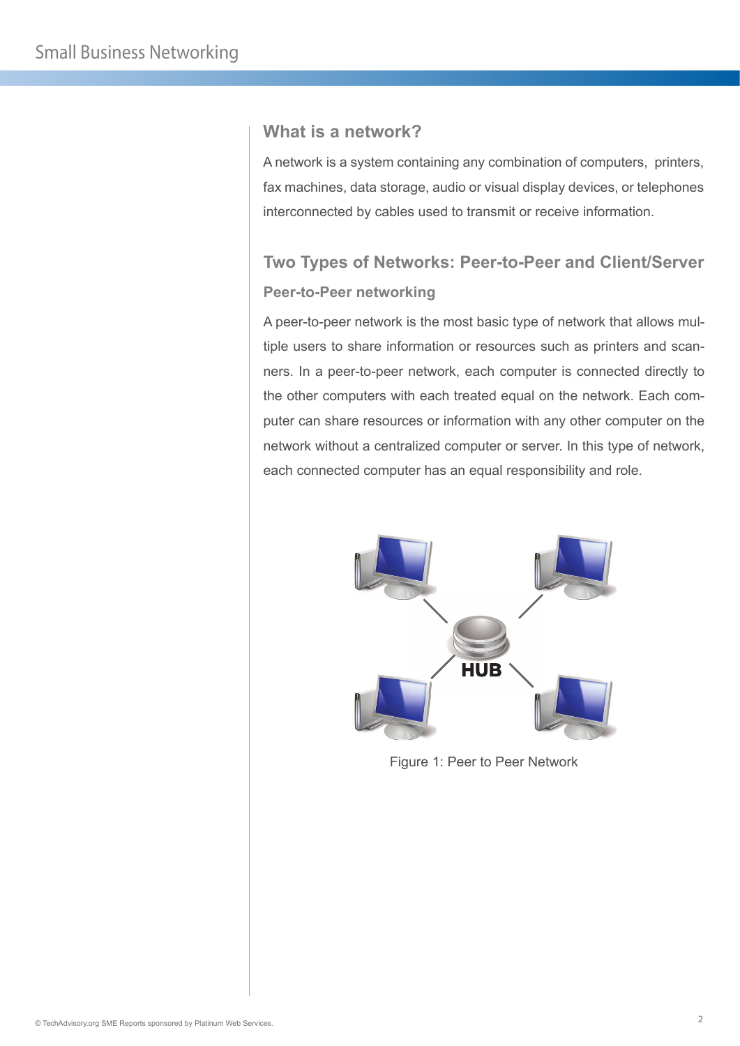## What is a network?

A network is a system containing any combination of computers, printers, fax machines, data storage, audio or visual display devices, or telephones interconnected by cables used to transmit or receive information.

## Two Types of Networks: Peer-to-Peer and Client/Server

### Peer-to-Peer networking

A peer-to-peer network is the most basic type of network that allows multiple users to share information or resources such as printers and scanners. In a peer-to-peer network, each computer is connected directly to the other computers with each treated equal on the network. Each computer can share resources or information with any other computer on the network without a centralized computer or server. In this type of network, each connected computer has an equal responsibility and role.

Figure 1: Peer to Peer Network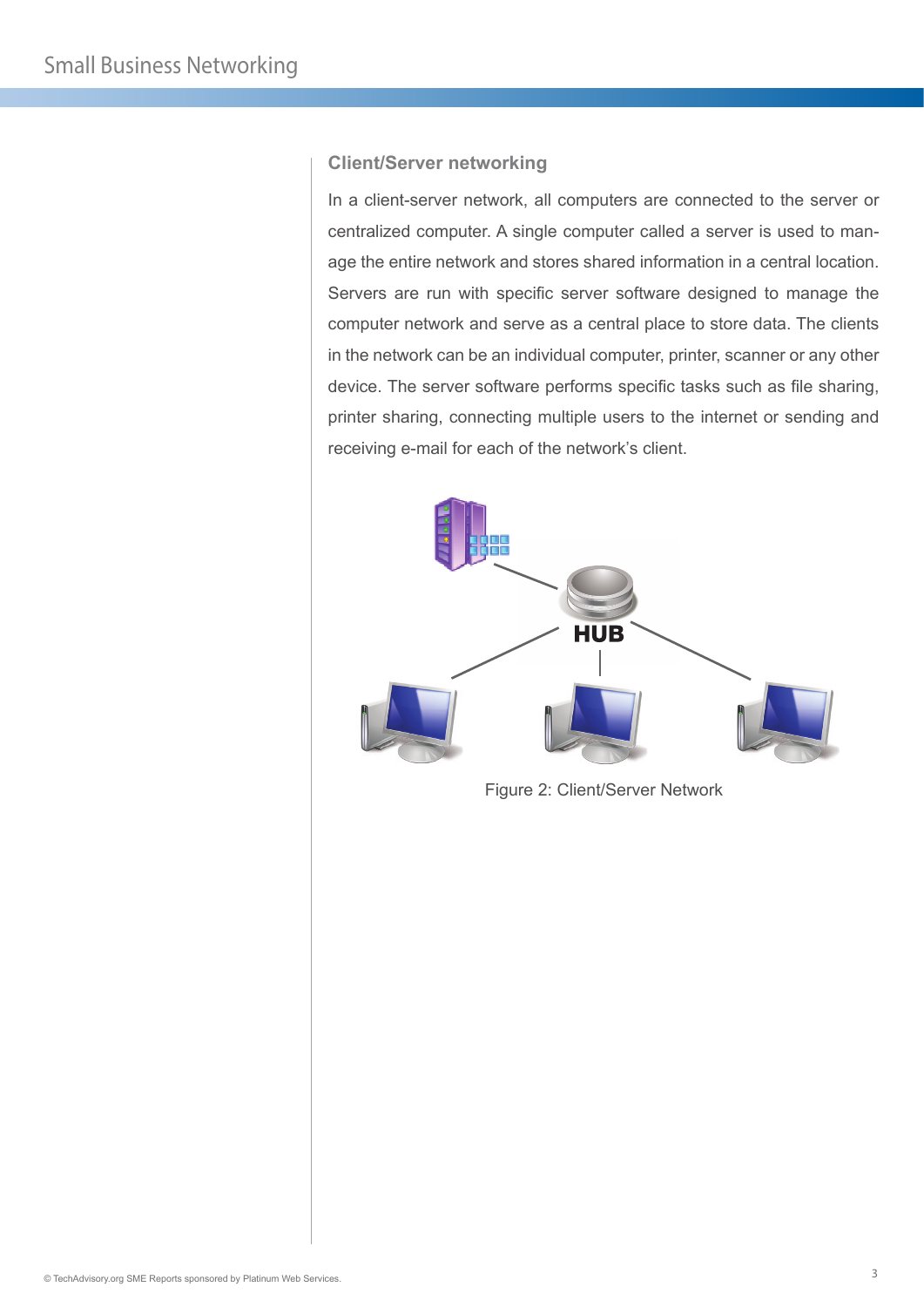## Client/Server networking

In a client-server network, all computers are connected to the server or centralized computer. A single computer called a server is used to manage the entire network and stores shared information in a central location. Servers are run with specific server software designed to manage the computer network and serve as a central place to store data. The clients in the network can be an individual computer, printer, scanner or any other device. The server software performs specific tasks such as file sharing, printer sharing, connecting multiple users to the internet or sending and receiving e-mail for each of the network's client.

Figure 2: Client/Server Network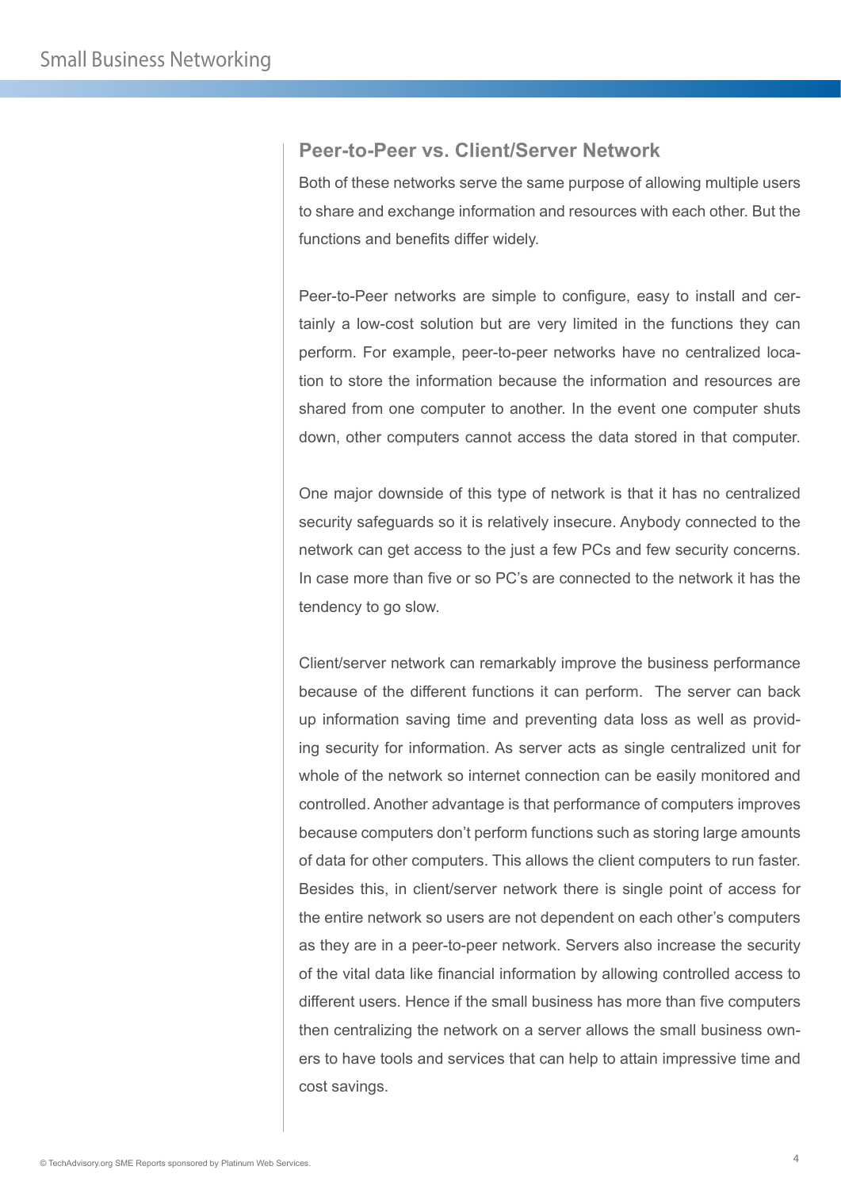## Peer-to-Peer vs. Client/Server Network

Both of these networks serve the same purpose of allowing multiple users to share and exchange information and resources with each other. But the functions and benefits differ widely.

Peer-to-Peer networks are simple to configure, easy to install and certainly a low-cost solution but are very limited in the functions they can perform. For example, peer-to-peer networks have no centralized location to store the information because the information and resources are shared from one computer to another. In the event one computer shuts down, other computers cannot access the data stored in that computer.

One major downside of this type of network is that it has no centralized security safeguards so it is relatively insecure. Anybody connected to the network can get access to the just a few PCs and few security concerns. In case more than five or so PC's are connected to the network it has the tendency to go slow.

Client/server network can remarkably improve the business performance because of the different functions it can perform. The server can back up information saving time and preventing data loss as well as providing security for information. As server acts as single centralized unit for whole of the network so internet connection can be easily monitored and controlled. Another advantage is that performance of computers improves because computers don't perform functions such as storing large amounts of data for other computers. This allows the client computers to run faster. Besides this, in client/server network there is single point of access for the entire network so users are not dependent on each other's computers as they are in a peer-to-peer network. Servers also increase the security of the vital data like financial information by allowing controlled access to different users. Hence if the small business has more than five computers then centralizing the network on a server allows the small business owners to have tools and services that can help to attain impressive time and cost savings.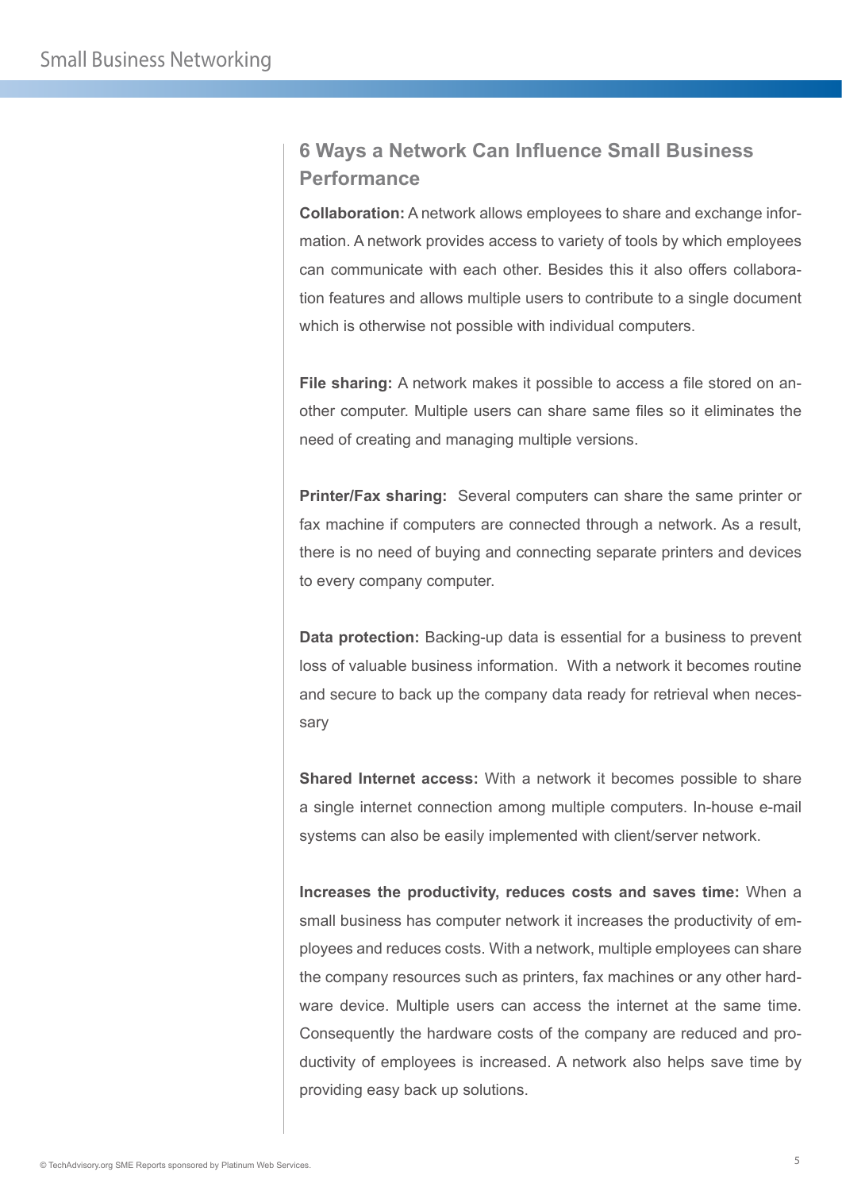## 6 Ways a Network Can Influence Small Business Performance

**Collaboration:** A network allows employees to share and exchange information. A network provides access to variety of tools by which employees can communicate with each other. Besides this it also offers collaboration features and allows multiple users to contribute to a single document which is otherwise not possible with individual computers.

**File sharing:** A network makes it possible to access a file stored on another computer. Multiple users can share same files so it eliminates the need of creating and managing multiple versions.

**Printer/Fax sharing:** Several computers can share the same printer or fax machine if computers are connected through a network. As a result, there is no need of buying and connecting separate printers and devices to every company computer.

**Data protection:** Backing-up data is essential for a business to prevent loss of valuable business information. With a network it becomes routine and secure to back up the company data ready for retrieval when necessary

**Shared Internet access:** With a network it becomes possible to share a single internet connection among multiple computers. In-house e-mail systems can also be easily implemented with client/server network.

**Increases the productivity, reduces costs and saves time:** When a small business has computer network it increases the productivity of employees and reduces costs. With a network, multiple employees can share the company resources such as printers, fax machines or any other hardware device. Multiple users can access the internet at the same time. Consequently the hardware costs of the company are reduced and productivity of employees is increased. A network also helps save time by providing easy back up solutions.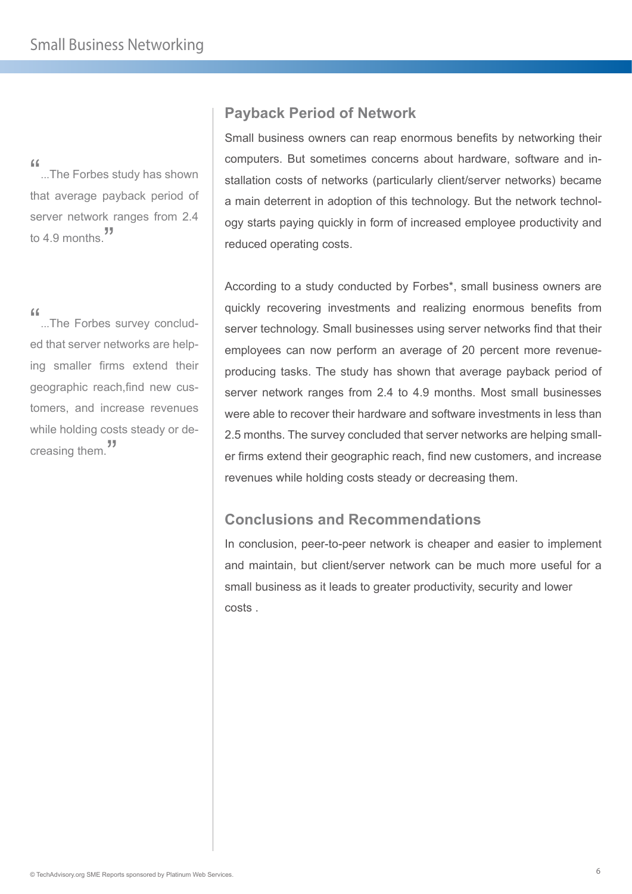> "...The Forbes study has shown that average payback period of server network ranges from 2.4 to 4.9 months."

> "...The Forbes survey concluded that server networks are helping smaller firms extend their geographic reach,find new customers, and increase revenues while holding costs steady or decreasing them."

## Payback Period of Network

Small business owners can reap enormous benefits by networking their computers. But sometimes concerns about hardware, software and installation costs of networks (particularly client/server networks) became a main deterrent in adoption of this technology. But the network technology starts paying quickly in form of increased employee productivity and reduced operating costs.

According to a study conducted by Forbes*, small business owners are quickly recovering investments and realizing enormous benefits from server technology. Small businesses using server networks find that their employees can now perform an average of 20 percent more revenue-producing tasks. The study has shown that average payback period of server network ranges from 2.4 to 4.9 months. Most small businesses were able to recover their hardware and software investments in less than 2.5 months. The survey concluded that server networks are helping smaller firms extend their geographic reach, find new customers, and increase revenues while holding costs steady or decreasing them.

## Conclusions and Recommendations

In conclusion, peer-to-peer network is cheaper and easier to implement and maintain, but client/server network can be much more useful for a small business as it leads to greater productivity, security and lower costs .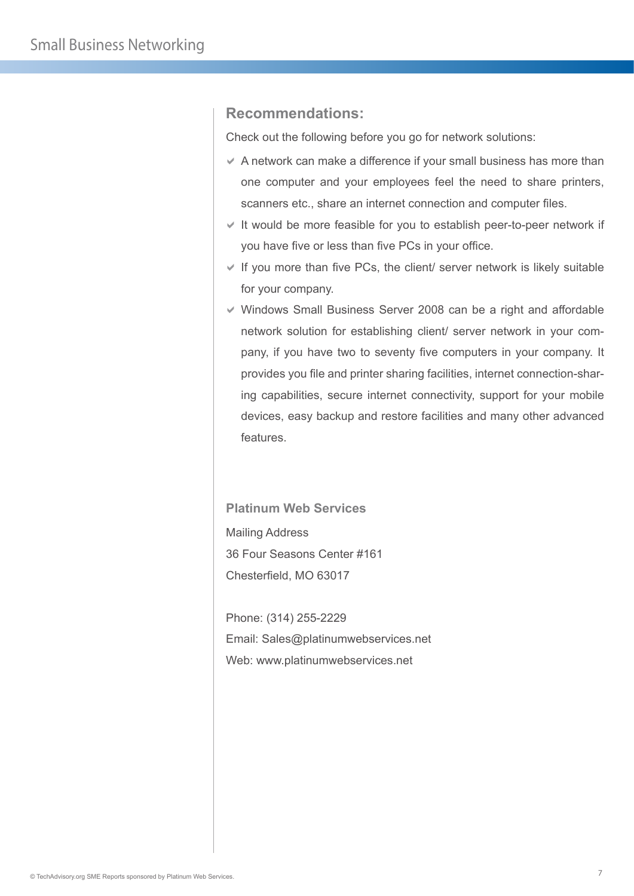## Recommendations:

Check out the following before you go for network solutions:

- A network can make a difference if your small business has more than one computer and your employees feel the need to share printers, scanners etc., share an internet connection and computer files.
- It would be more feasible for you to establish peer-to-peer network if you have five or less than five PCs in your office.
- If you more than five PCs, the client/ server network is likely suitable for your company.
- Windows Small Business Server 2008 can be a right and affordable network solution for establishing client/ server network in your company, if you have two to seventy five computers in your company. It provides you file and printer sharing facilities, internet connection-sharing capabilities, secure internet connectivity, support for your mobile devices, easy backup and restore facilities and many other advanced features.

### Platinum Web Services

Mailing Address
36 Four Seasons Center #161
Chesterfield, MO 63017

Phone: (314) 255-2229
Email: Sales@platinumwebservices.net
Web: www.platinumwebservices.net